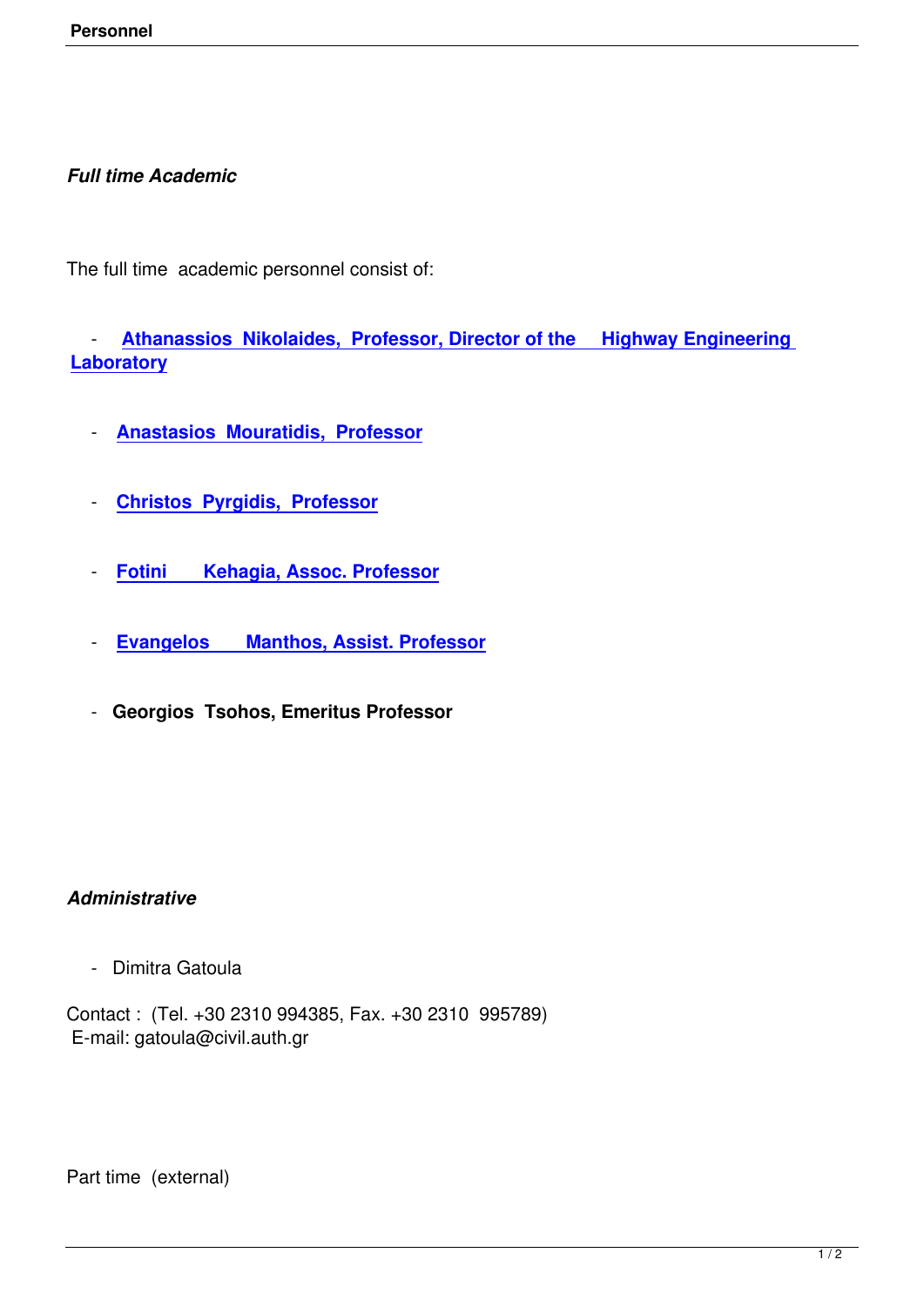***Full time Academic***

The full time academic personnel consist of:

- **Athanassios Nikolaides, Professor, Director of the Highway Engineering Laboratory**
- **Anastasios Mouratidis, Professor**
- **Christos Pyrgidis, Professor**
- **Fotini Kehagia, Assoc. Professor**
- **Evangelos Manthos, Assist. Professor**
- **Georgios Tsohos, Emeritus Professor**

***Administrative***

- Dimitra Gatoula

Contact : (Tel. +30 2310 994385, Fax. +30 2310 995789)
E-mail: gatoula@civil.auth.gr

Part time (external)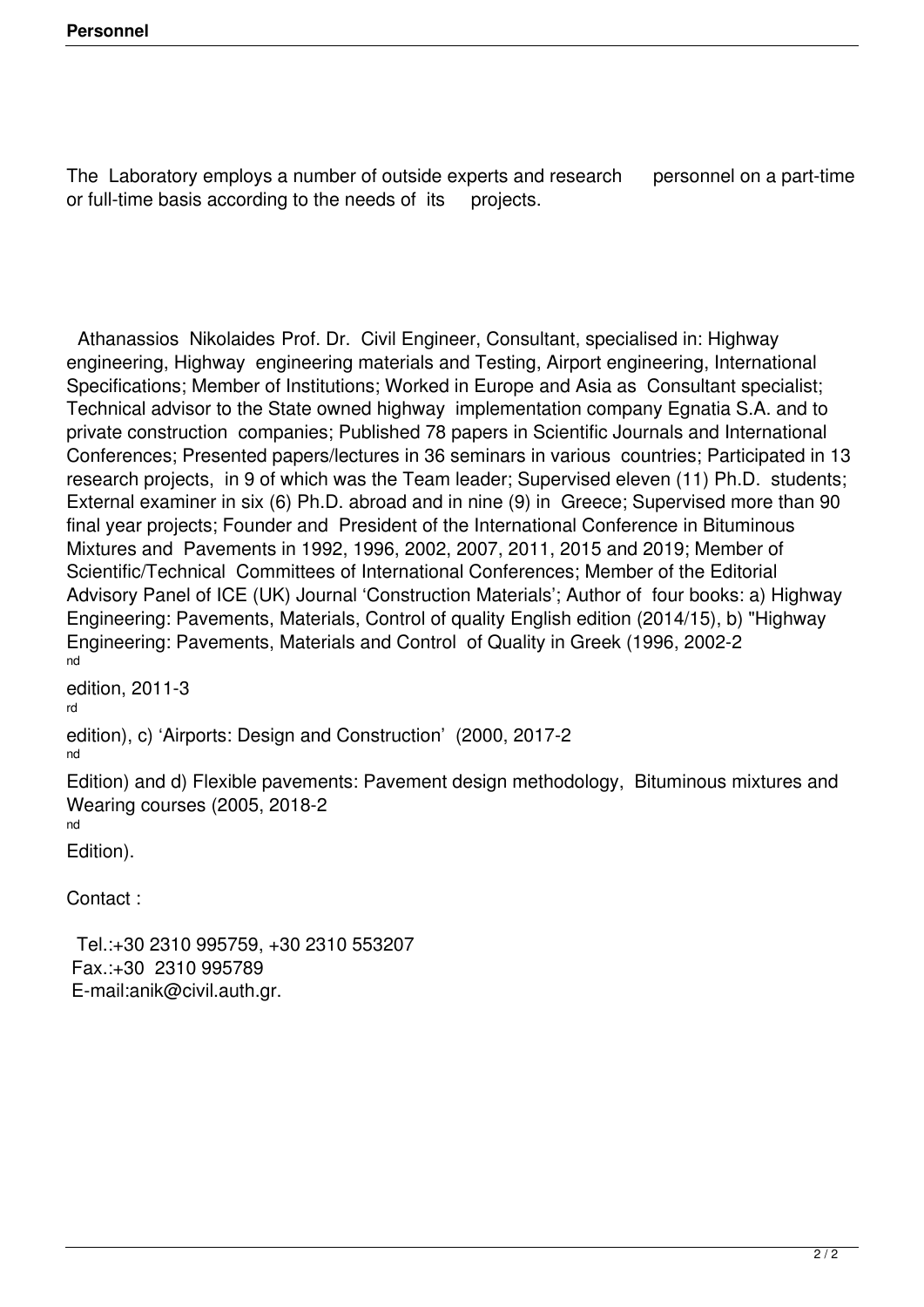The Laboratory employs a number of outside experts and research personnel on a part-time or full-time basis according to the needs of its projects.

Athanassios Nikolaides Prof. Dr. Civil Engineer, Consultant, specialised in: Highway engineering, Highway engineering materials and Testing, Airport engineering, International Specifications; Member of Institutions; Worked in Europe and Asia as Consultant specialist; Technical advisor to the State owned highway implementation company Egnatia S.A. and to private construction companies; Published 78 papers in Scientific Journals and International Conferences; Presented papers/lectures in 36 seminars in various countries; Participated in 13 research projects, in 9 of which was the Team leader; Supervised eleven (11) Ph.D. students; External examiner in six (6) Ph.D. abroad and in nine (9) in Greece; Supervised more than 90 final year projects; Founder and President of the International Conference in Bituminous Mixtures and Pavements in 1992, 1996, 2002, 2007, 2011, 2015 and 2019; Member of Scientific/Technical Committees of International Conferences; Member of the Editorial Advisory Panel of ICE (UK) Journal 'Construction Materials'; Author of four books: a) Highway Engineering: Pavements, Materials, Control of quality English edition (2014/15), b) "Highway Engineering: Pavements, Materials and Control of Quality in Greek (1996, 2002-2nd edition, 2011-3rd edition), c) 'Airports: Design and Construction' (2000, 2017-2nd Edition) and d) Flexible pavements: Pavement design methodology, Bituminous mixtures and Wearing courses (2005, 2018-2nd Edition).

Contact :

Tel.:+30 2310 995759, +30 2310 553207
Fax.:+30 2310 995789
E-mail:anik@civil.auth.gr.